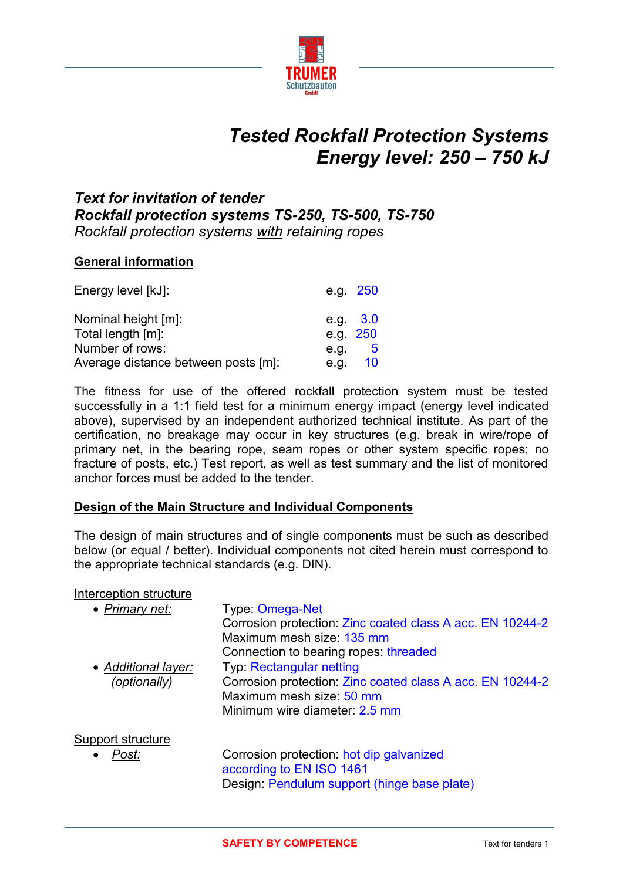TRUMER Schutzbauten GmbH

# *Tested Rockfall Protection Systems*
# *Energy level: 250 – 750 kJ*

***Text for invitation of tender***
***Rockfall protection systems TS-250, TS-500, TS-750***
*Rockfall protection systems with retaining ropes*

## General information

| | |
|---|---|
| Energy level [kJ]: | e.g. 250 |
| Nominal height [m]: | e.g. 3.0 |
| Total length [m]: | e.g. 250 |
| Number of rows: | e.g. 5 |
| Average distance between posts [m]: | e.g. 10 |

The fitness for use of the offered rockfall protection system must be tested successfully in a 1:1 field test for a minimum energy impact (energy level indicated above), supervised by an independent authorized technical institute. As part of the certification, no breakage may occur in key structures (e.g. break in wire/rope of primary net, in the bearing rope, seam ropes or other system specific ropes; no fracture of posts, etc.) Test report, as well as test summary and the list of monitored anchor forces must be added to the tender.

## Design of the Main Structure and Individual Components

The design of main structures and of single components must be such as described below (or equal / better). Individual components not cited herein must correspond to the appropriate technical standards (e.g. DIN).

Interception structure

- *Primary net:*
  Type: Omega-Net
  Corrosion protection: Zinc coated class A acc. EN 10244-2
  Maximum mesh size: 135 mm
  Connection to bearing ropes: threaded
- *Additional layer:* *(optionally)*
  Typ: Rectangular netting
  Corrosion protection: Zinc coated class A acc. EN 10244-2
  Maximum mesh size: 50 mm
  Minimum wire diameter: 2.5 mm

Support structure

- *Post:*
  Corrosion protection: hot dip galvanized according to EN ISO 1461
  Design: Pendulum support (hinge base plate)

SAFETY BY COMPETENCE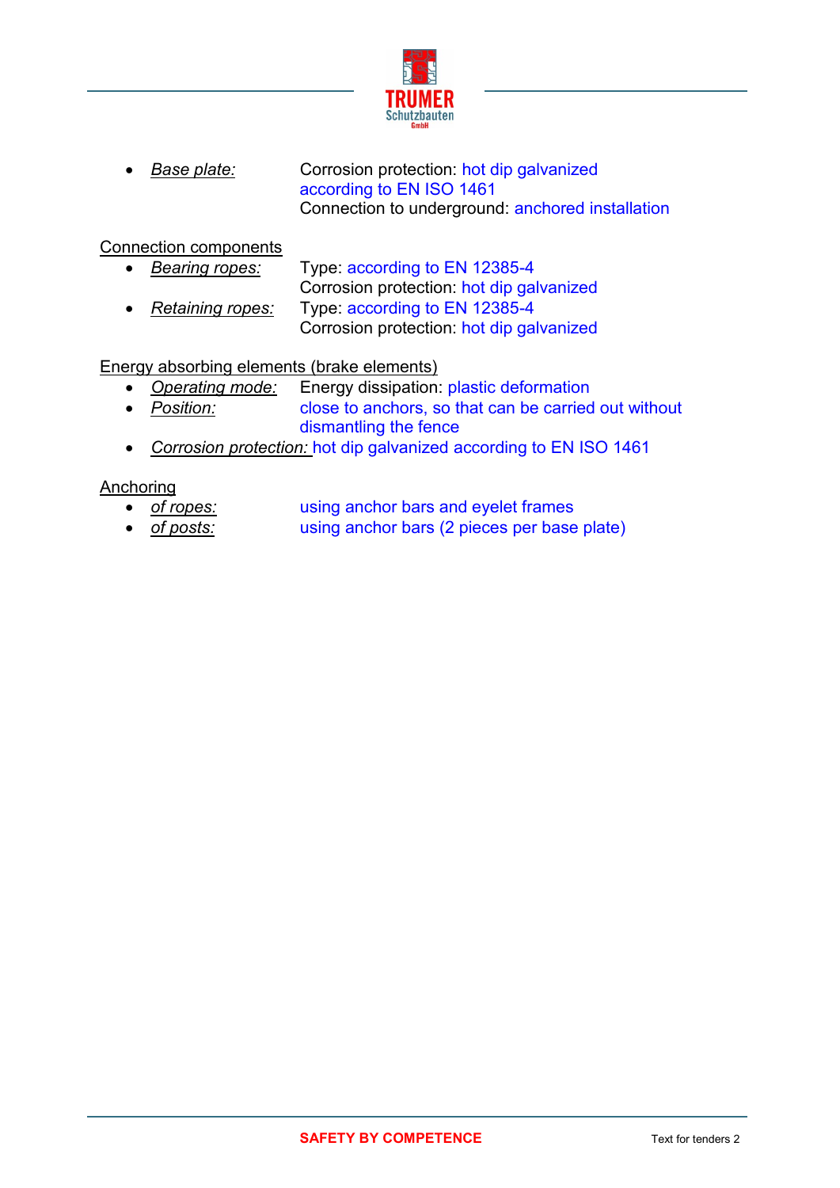- *Base plate:* Corrosion protection: hot dip galvanized according to EN ISO 1461
  Connection to underground: anchored installation

Connection components

- *Bearing ropes:* Type: according to EN 12385-4
  Corrosion protection: hot dip galvanized
- *Retaining ropes:* Type: according to EN 12385-4
  Corrosion protection: hot dip galvanized

Energy absorbing elements (brake elements)

- *Operating mode:* Energy dissipation: plastic deformation
- *Position:* close to anchors, so that can be carried out without dismantling the fence
- *Corrosion protection:* hot dip galvanized according to EN ISO 1461

Anchoring

- *of ropes:* using anchor bars and eyelet frames
- *of posts:* using anchor bars (2 pieces per base plate)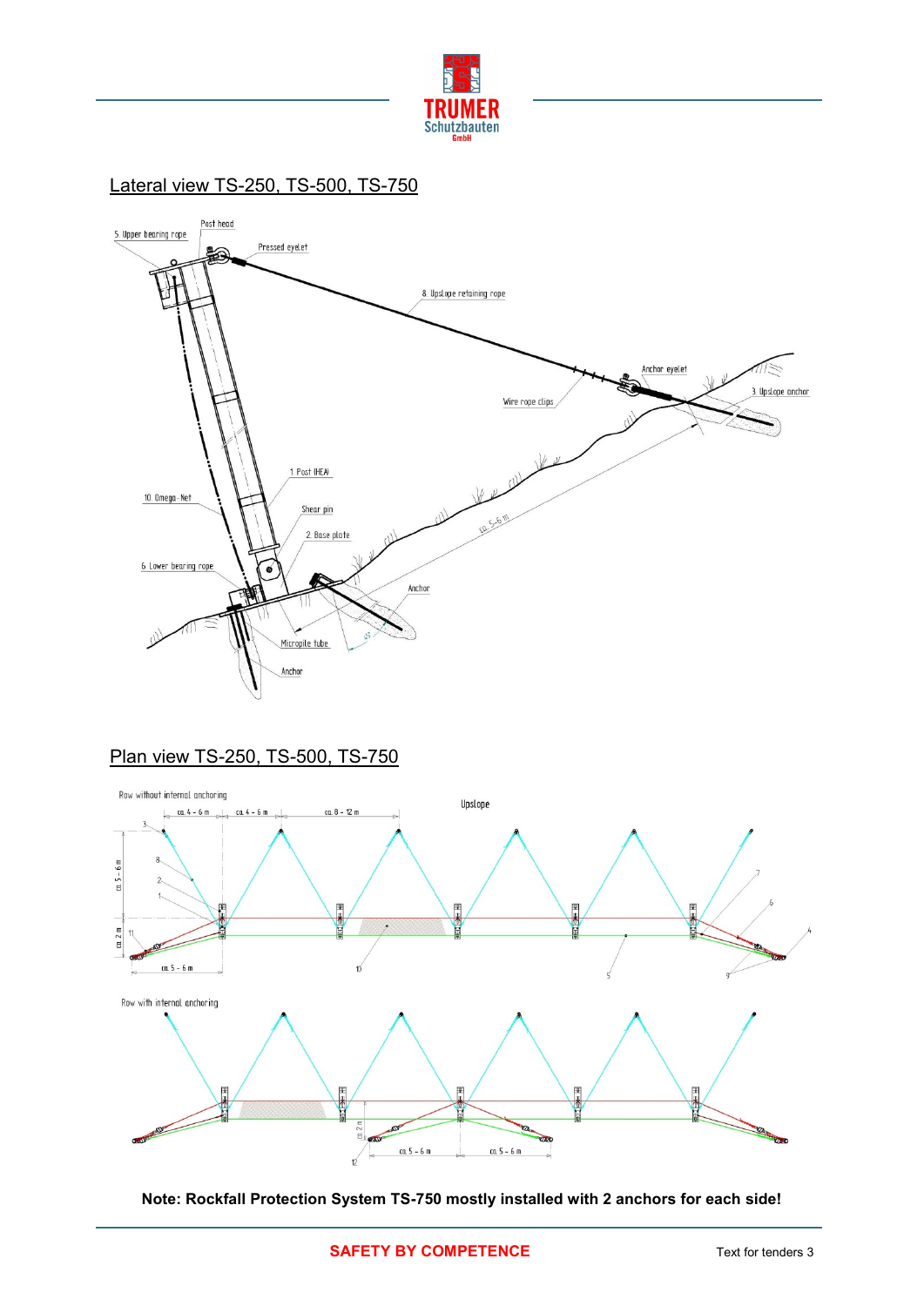## Lateral view TS-250, TS-500, TS-750

5. Upper bearing rope
Post head
Pressed eyelet
8. Upslope retaining rope
Anchor eyelet
Wire rope clips
3. Upslope anchor
1. Post (HEA)
10. Omega-Net
Shear pin
2. Base plate
6. Lower bearing rope
ca. 5-6 m
Anchor
Micropile tube
Anchor
45°

## Plan view TS-250, TS-500, TS-750

Row without internal anchoring
Upslope
ca. 4 - 6 m
ca. 4 - 6 m
ca. 8 - 12 m
ca. 5 - 6 m
ca. 2 m
ca. 5 - 6 m
3
8
2
1
11
10
5
9
7
6
4

Row with internal anchoring
ca. 2 m
ca. 5 - 6 m
ca. 5 - 6 m
12

**Note: Rockfall Protection System TS-750 mostly installed with 2 anchors for each side!**